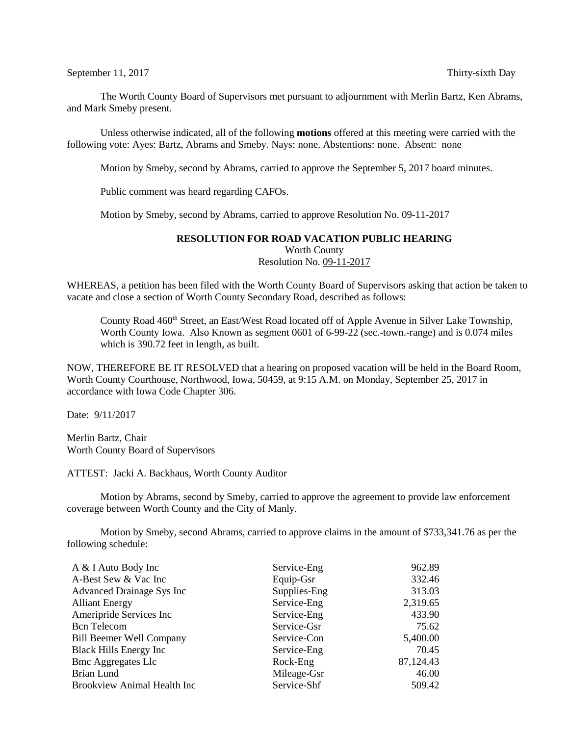September 11, 2017 Thirty-sixth Day

The Worth County Board of Supervisors met pursuant to adjournment with Merlin Bartz, Ken Abrams, and Mark Smeby present.

Unless otherwise indicated, all of the following **motions** offered at this meeting were carried with the following vote: Ayes: Bartz, Abrams and Smeby. Nays: none. Abstentions: none. Absent: none

Motion by Smeby, second by Abrams, carried to approve the September 5, 2017 board minutes.

Public comment was heard regarding CAFOs.

Motion by Smeby, second by Abrams, carried to approve Resolution No. 09-11-2017

**RESOLUTION FOR ROAD VACATION PUBLIC HEARING**
Worth County
Resolution No. 09-11-2017

WHEREAS, a petition has been filed with the Worth County Board of Supervisors asking that action be taken to vacate and close a section of Worth County Secondary Road, described as follows:

County Road 460th Street, an East/West Road located off of Apple Avenue in Silver Lake Township, Worth County Iowa. Also Known as segment 0601 of 6-99-22 (sec.-town.-range) and is 0.074 miles which is 390.72 feet in length, as built.

NOW, THEREFORE BE IT RESOLVED that a hearing on proposed vacation will be held in the Board Room, Worth County Courthouse, Northwood, Iowa, 50459, at 9:15 A.M. on Monday, September 25, 2017 in accordance with Iowa Code Chapter 306.

Date: 9/11/2017

Merlin Bartz, Chair
Worth County Board of Supervisors

ATTEST: Jacki A. Backhaus, Worth County Auditor

Motion by Abrams, second by Smeby, carried to approve the agreement to provide law enforcement coverage between Worth County and the City of Manly.

Motion by Smeby, second Abrams, carried to approve claims in the amount of $733,341.76 as per the following schedule:

| | | |
|---|---|---|
| A & I Auto Body Inc | Service-Eng | 962.89 |
| A-Best Sew & Vac Inc | Equip-Gsr | 332.46 |
| Advanced Drainage Sys Inc | Supplies-Eng | 313.03 |
| Alliant Energy | Service-Eng | 2,319.65 |
| Ameripride Services Inc | Service-Eng | 433.90 |
| Bcn Telecom | Service-Gsr | 75.62 |
| Bill Beemer Well Company | Service-Con | 5,400.00 |
| Black Hills Energy Inc | Service-Eng | 70.45 |
| Bmc Aggregates Llc | Rock-Eng | 87,124.43 |
| Brian Lund | Mileage-Gsr | 46.00 |
| Brookview Animal Health Inc | Service-Shf | 509.42 |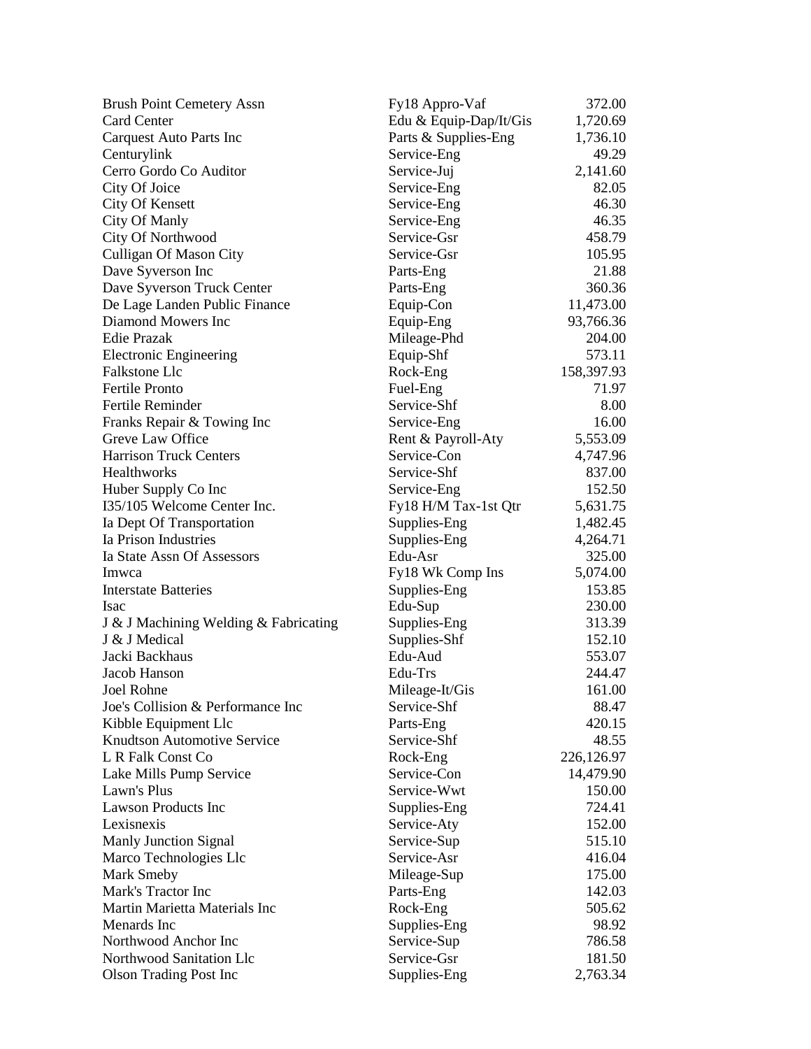| | | |
|---|---|---|
| Brush Point Cemetery Assn | Fy18 Appro-Vaf | 372.00 |
| Card Center | Edu & Equip-Dap/It/Gis | 1,720.69 |
| Carquest Auto Parts Inc | Parts & Supplies-Eng | 1,736.10 |
| Centurylink | Service-Eng | 49.29 |
| Cerro Gordo Co Auditor | Service-Juj | 2,141.60 |
| City Of Joice | Service-Eng | 82.05 |
| City Of Kensett | Service-Eng | 46.30 |
| City Of Manly | Service-Eng | 46.35 |
| City Of Northwood | Service-Gsr | 458.79 |
| Culligan Of Mason City | Service-Gsr | 105.95 |
| Dave Syverson Inc | Parts-Eng | 21.88 |
| Dave Syverson Truck Center | Parts-Eng | 360.36 |
| De Lage Landen Public Finance | Equip-Con | 11,473.00 |
| Diamond Mowers Inc | Equip-Eng | 93,766.36 |
| Edie Prazak | Mileage-Phd | 204.00 |
| Electronic Engineering | Equip-Shf | 573.11 |
| Falkstone Llc | Rock-Eng | 158,397.93 |
| Fertile Pronto | Fuel-Eng | 71.97 |
| Fertile Reminder | Service-Shf | 8.00 |
| Franks Repair & Towing Inc | Service-Eng | 16.00 |
| Greve Law Office | Rent & Payroll-Aty | 5,553.09 |
| Harrison Truck Centers | Service-Con | 4,747.96 |
| Healthworks | Service-Shf | 837.00 |
| Huber Supply Co Inc | Service-Eng | 152.50 |
| I35/105 Welcome Center Inc. | Fy18 H/M Tax-1st Qtr | 5,631.75 |
| Ia Dept Of Transportation | Supplies-Eng | 1,482.45 |
| Ia Prison Industries | Supplies-Eng | 4,264.71 |
| Ia State Assn Of Assessors | Edu-Asr | 325.00 |
| Imwca | Fy18 Wk Comp Ins | 5,074.00 |
| Interstate Batteries | Supplies-Eng | 153.85 |
| Isac | Edu-Sup | 230.00 |
| J & J Machining Welding & Fabricating | Supplies-Eng | 313.39 |
| J & J Medical | Supplies-Shf | 152.10 |
| Jacki Backhaus | Edu-Aud | 553.07 |
| Jacob Hanson | Edu-Trs | 244.47 |
| Joel Rohne | Mileage-It/Gis | 161.00 |
| Joe's Collision & Performance Inc | Service-Shf | 88.47 |
| Kibble Equipment Llc | Parts-Eng | 420.15 |
| Knudtson Automotive Service | Service-Shf | 48.55 |
| L R Falk Const Co | Rock-Eng | 226,126.97 |
| Lake Mills Pump Service | Service-Con | 14,479.90 |
| Lawn's Plus | Service-Wwt | 150.00 |
| Lawson Products Inc | Supplies-Eng | 724.41 |
| Lexisnexis | Service-Aty | 152.00 |
| Manly Junction Signal | Service-Sup | 515.10 |
| Marco Technologies Llc | Service-Asr | 416.04 |
| Mark Smeby | Mileage-Sup | 175.00 |
| Mark's Tractor Inc | Parts-Eng | 142.03 |
| Martin Marietta Materials Inc | Rock-Eng | 505.62 |
| Menards Inc | Supplies-Eng | 98.92 |
| Northwood Anchor Inc | Service-Sup | 786.58 |
| Northwood Sanitation Llc | Service-Gsr | 181.50 |
| Olson Trading Post Inc | Supplies-Eng | 2,763.34 |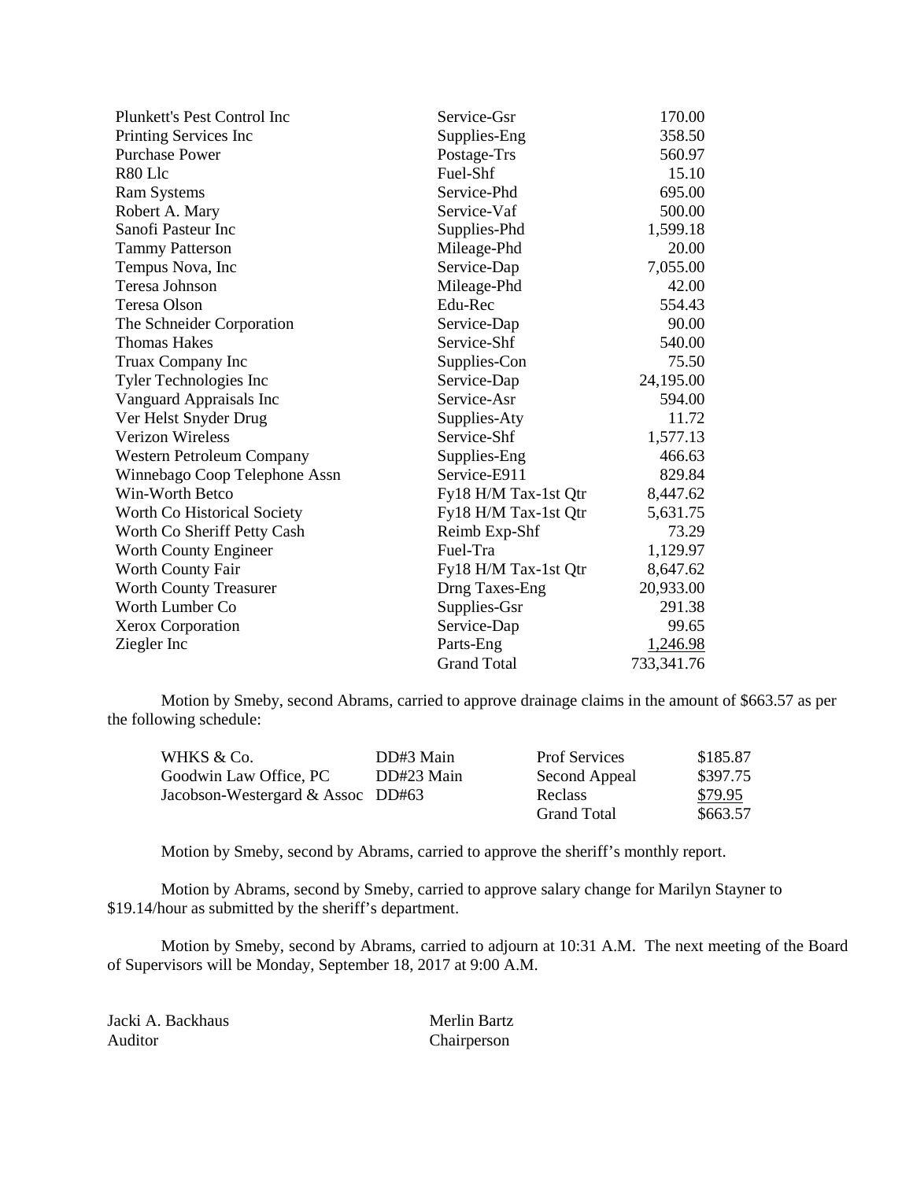| | | |
|---|---|---|
| Plunkett's Pest Control Inc | Service-Gsr | 170.00 |
| Printing Services Inc | Supplies-Eng | 358.50 |
| Purchase Power | Postage-Trs | 560.97 |
| R80 Llc | Fuel-Shf | 15.10 |
| Ram Systems | Service-Phd | 695.00 |
| Robert A. Mary | Service-Vaf | 500.00 |
| Sanofi Pasteur Inc | Supplies-Phd | 1,599.18 |
| Tammy Patterson | Mileage-Phd | 20.00 |
| Tempus Nova, Inc | Service-Dap | 7,055.00 |
| Teresa Johnson | Mileage-Phd | 42.00 |
| Teresa Olson | Edu-Rec | 554.43 |
| The Schneider Corporation | Service-Dap | 90.00 |
| Thomas Hakes | Service-Shf | 540.00 |
| Truax Company Inc | Supplies-Con | 75.50 |
| Tyler Technologies Inc | Service-Dap | 24,195.00 |
| Vanguard Appraisals Inc | Service-Asr | 594.00 |
| Ver Helst Snyder Drug | Supplies-Aty | 11.72 |
| Verizon Wireless | Service-Shf | 1,577.13 |
| Western Petroleum Company | Supplies-Eng | 466.63 |
| Winnebago Coop Telephone Assn | Service-E911 | 829.84 |
| Win-Worth Betco | Fy18 H/M Tax-1st Qtr | 8,447.62 |
| Worth Co Historical Society | Fy18 H/M Tax-1st Qtr | 5,631.75 |
| Worth Co Sheriff Petty Cash | Reimb Exp-Shf | 73.29 |
| Worth County Engineer | Fuel-Tra | 1,129.97 |
| Worth County Fair | Fy18 H/M Tax-1st Qtr | 8,647.62 |
| Worth County Treasurer | Drng Taxes-Eng | 20,933.00 |
| Worth Lumber Co | Supplies-Gsr | 291.38 |
| Xerox Corporation | Service-Dap | 99.65 |
| Ziegler Inc | Parts-Eng | 1,246.98 |
| | Grand Total | 733,341.76 |

Motion by Smeby, second Abrams, carried to approve drainage claims in the amount of $663.57 as per the following schedule:

| | | | |
|---|---|---|---|
| WHKS & Co. | DD#3 Main | Prof Services | $185.87 |
| Goodwin Law Office, PC | DD#23 Main | Second Appeal | $397.75 |
| Jacobson-Westergard & Assoc | DD#63 | Reclass | $79.95 |
| | | Grand Total | $663.57 |

Motion by Smeby, second by Abrams, carried to approve the sheriff's monthly report.

Motion by Abrams, second by Smeby, carried to approve salary change for Marilyn Stayner to $19.14/hour as submitted by the sheriff's department.

Motion by Smeby, second by Abrams, carried to adjourn at 10:31 A.M. The next meeting of the Board of Supervisors will be Monday, September 18, 2017 at 9:00 A.M.

Jacki A. Backhaus
Auditor

Merlin Bartz
Chairperson